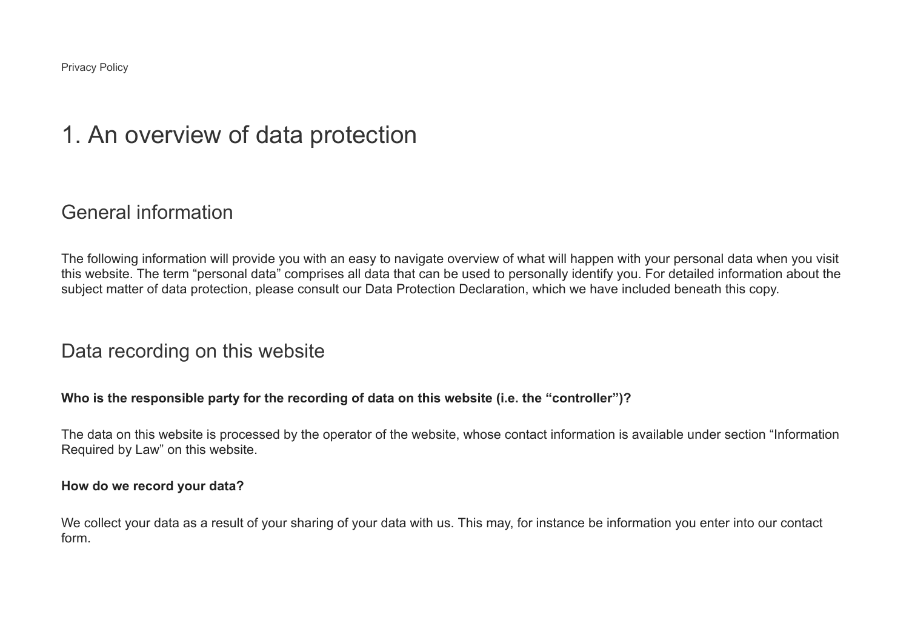Privacy Policy

# 1. An overview of data protection

## General information

The following information will provide you with an easy to navigate overview of what will happen with your personal data when you visit this website. The term “personal data” comprises all data that can be used to personally identify you. For detailed information about the subject matter of data protection, please consult our Data Protection Declaration, which we have included beneath this copy.

## Data recording on this website

**Who is the responsible party for the recording of data on this website (i.e. the “controller”)?**

The data on this website is processed by the operator of the website, whose contact information is available under section “Information Required by Law” on this website.

**How do we record your data?**

We collect your data as a result of your sharing of your data with us. This may, for instance be information you enter into our contact form.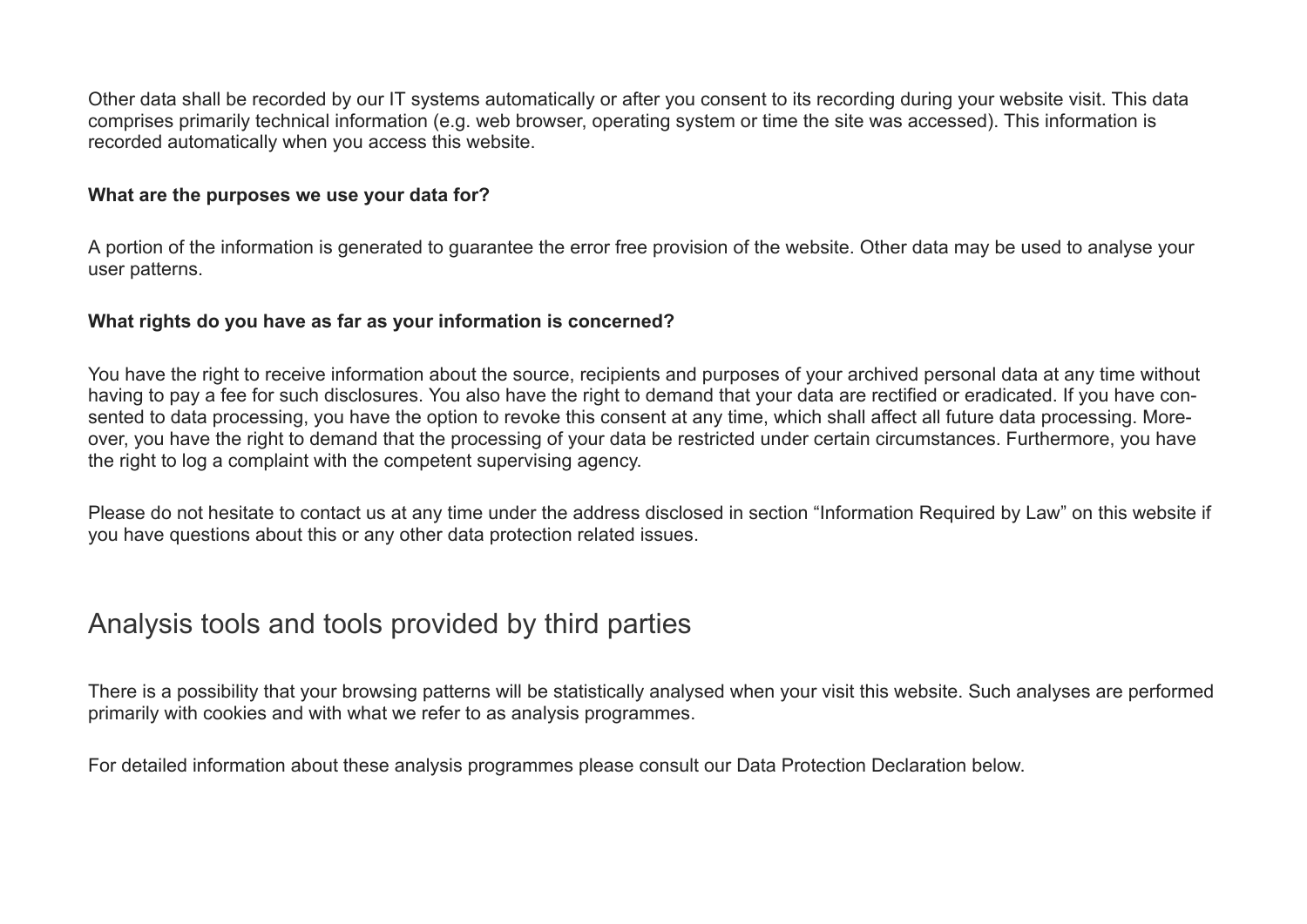Other data shall be recorded by our IT systems automatically or after you consent to its recording during your website visit. This data comprises primarily technical information (e.g. web browser, operating system or time the site was accessed). This information is recorded automatically when you access this website.

**What are the purposes we use your data for?**

A portion of the information is generated to guarantee the error free provision of the website. Other data may be used to analyse your user patterns.

**What rights do you have as far as your information is concerned?**

You have the right to receive information about the source, recipients and purposes of your archived personal data at any time without having to pay a fee for such disclosures. You also have the right to demand that your data are rectified or eradicated. If you have consented to data processing, you have the option to revoke this consent at any time, which shall affect all future data processing. Moreover, you have the right to demand that the processing of your data be restricted under certain circumstances. Furthermore, you have the right to log a complaint with the competent supervising agency.

Please do not hesitate to contact us at any time under the address disclosed in section "Information Required by Law" on this website if you have questions about this or any other data protection related issues.

## Analysis tools and tools provided by third parties

There is a possibility that your browsing patterns will be statistically analysed when your visit this website. Such analyses are performed primarily with cookies and with what we refer to as analysis programmes.

For detailed information about these analysis programmes please consult our Data Protection Declaration below.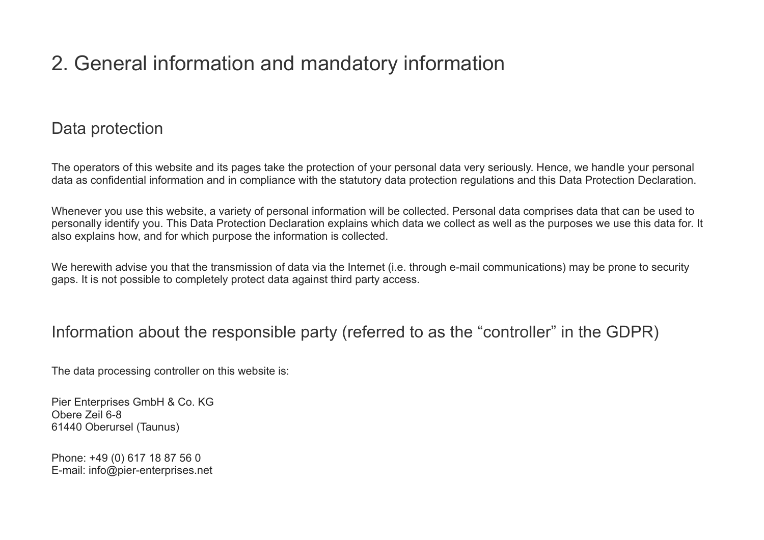# 2. General information and mandatory information

## Data protection

The operators of this website and its pages take the protection of your personal data very seriously. Hence, we handle your personal data as confidential information and in compliance with the statutory data protection regulations and this Data Protection Declaration.

Whenever you use this website, a variety of personal information will be collected. Personal data comprises data that can be used to personally identify you. This Data Protection Declaration explains which data we collect as well as the purposes we use this data for. It also explains how, and for which purpose the information is collected.

We herewith advise you that the transmission of data via the Internet (i.e. through e-mail communications) may be prone to security gaps. It is not possible to completely protect data against third party access.

## Information about the responsible party (referred to as the “controller” in the GDPR)

The data processing controller on this website is:

Pier Enterprises GmbH & Co. KG
Obere Zeil 6-8
61440 Oberursel (Taunus)

Phone: +49 (0) 617 18 87 56 0
E-mail: info@pier-enterprises.net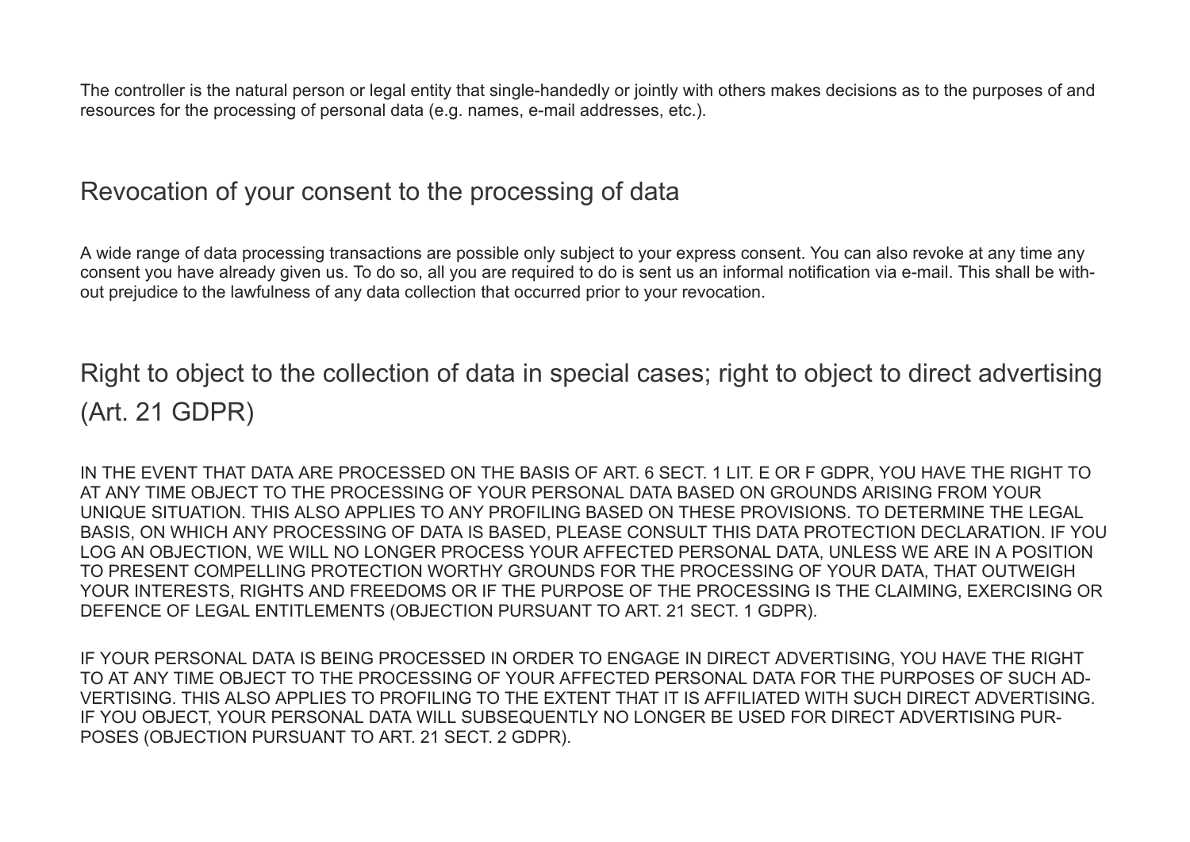The controller is the natural person or legal entity that single-handedly or jointly with others makes decisions as to the purposes of and resources for the processing of personal data (e.g. names, e-mail addresses, etc.).

## Revocation of your consent to the processing of data

A wide range of data processing transactions are possible only subject to your express consent. You can also revoke at any time any consent you have already given us. To do so, all you are required to do is sent us an informal notification via e-mail. This shall be without prejudice to the lawfulness of any data collection that occurred prior to your revocation.

## Right to object to the collection of data in special cases; right to object to direct advertising (Art. 21 GDPR)

IN THE EVENT THAT DATA ARE PROCESSED ON THE BASIS OF ART. 6 SECT. 1 LIT. E OR F GDPR, YOU HAVE THE RIGHT TO AT ANY TIME OBJECT TO THE PROCESSING OF YOUR PERSONAL DATA BASED ON GROUNDS ARISING FROM YOUR UNIQUE SITUATION. THIS ALSO APPLIES TO ANY PROFILING BASED ON THESE PROVISIONS. TO DETERMINE THE LEGAL BASIS, ON WHICH ANY PROCESSING OF DATA IS BASED, PLEASE CONSULT THIS DATA PROTECTION DECLARATION. IF YOU LOG AN OBJECTION, WE WILL NO LONGER PROCESS YOUR AFFECTED PERSONAL DATA, UNLESS WE ARE IN A POSITION TO PRESENT COMPELLING PROTECTION WORTHY GROUNDS FOR THE PROCESSING OF YOUR DATA, THAT OUTWEIGH YOUR INTERESTS, RIGHTS AND FREEDOMS OR IF THE PURPOSE OF THE PROCESSING IS THE CLAIMING, EXERCISING OR DEFENCE OF LEGAL ENTITLEMENTS (OBJECTION PURSUANT TO ART. 21 SECT. 1 GDPR).

IF YOUR PERSONAL DATA IS BEING PROCESSED IN ORDER TO ENGAGE IN DIRECT ADVERTISING, YOU HAVE THE RIGHT TO AT ANY TIME OBJECT TO THE PROCESSING OF YOUR AFFECTED PERSONAL DATA FOR THE PURPOSES OF SUCH ADVERTISING. THIS ALSO APPLIES TO PROFILING TO THE EXTENT THAT IT IS AFFILIATED WITH SUCH DIRECT ADVERTISING. IF YOU OBJECT, YOUR PERSONAL DATA WILL SUBSEQUENTLY NO LONGER BE USED FOR DIRECT ADVERTISING PURPOSES (OBJECTION PURSUANT TO ART. 21 SECT. 2 GDPR).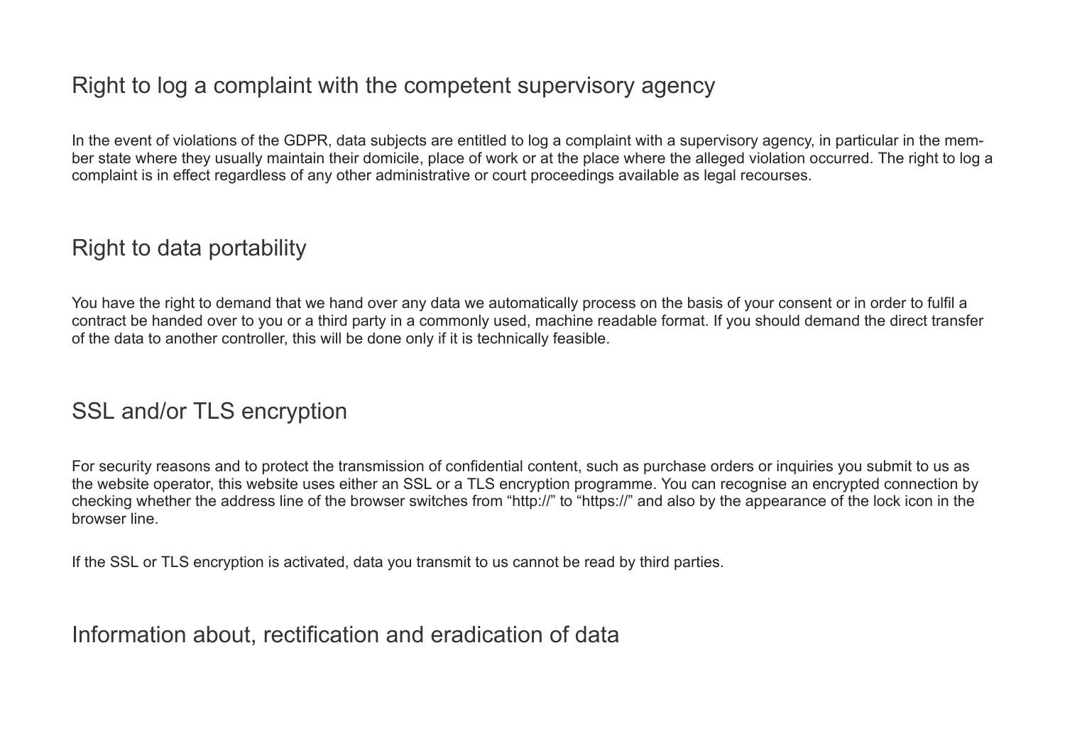## Right to log a complaint with the competent supervisory agency

In the event of violations of the GDPR, data subjects are entitled to log a complaint with a supervisory agency, in particular in the member state where they usually maintain their domicile, place of work or at the place where the alleged violation occurred. The right to log a complaint is in effect regardless of any other administrative or court proceedings available as legal recourses.

## Right to data portability

You have the right to demand that we hand over any data we automatically process on the basis of your consent or in order to fulfil a contract be handed over to you or a third party in a commonly used, machine readable format. If you should demand the direct transfer of the data to another controller, this will be done only if it is technically feasible.

## SSL and/or TLS encryption

For security reasons and to protect the transmission of confidential content, such as purchase orders or inquiries you submit to us as the website operator, this website uses either an SSL or a TLS encryption programme. You can recognise an encrypted connection by checking whether the address line of the browser switches from “http://” to “https://” and also by the appearance of the lock icon in the browser line.

If the SSL or TLS encryption is activated, data you transmit to us cannot be read by third parties.

## Information about, rectification and eradication of data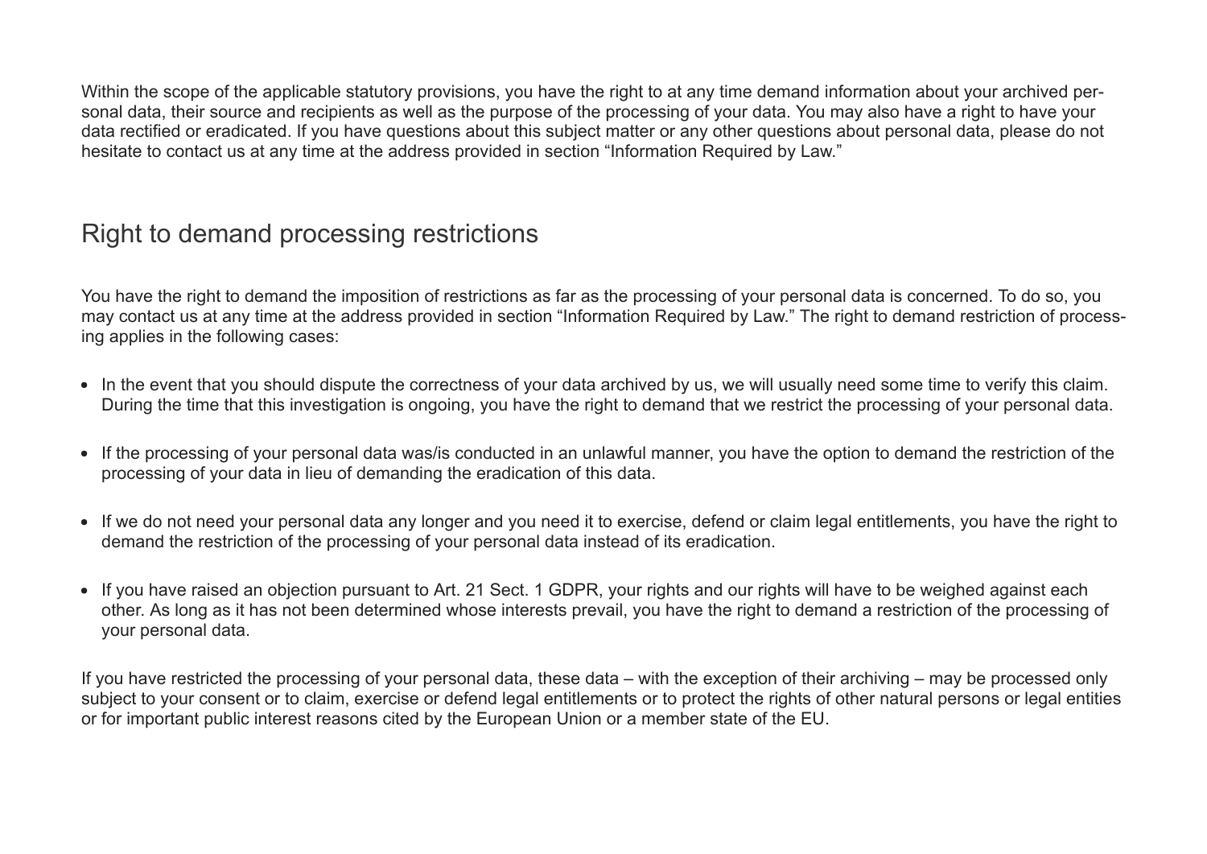Within the scope of the applicable statutory provisions, you have the right to at any time demand information about your archived personal data, their source and recipients as well as the purpose of the processing of your data. You may also have a right to have your data rectified or eradicated. If you have questions about this subject matter or any other questions about personal data, please do not hesitate to contact us at any time at the address provided in section "Information Required by Law."

## Right to demand processing restrictions

You have the right to demand the imposition of restrictions as far as the processing of your personal data is concerned. To do so, you may contact us at any time at the address provided in section "Information Required by Law." The right to demand restriction of processing applies in the following cases:

- In the event that you should dispute the correctness of your data archived by us, we will usually need some time to verify this claim. During the time that this investigation is ongoing, you have the right to demand that we restrict the processing of your personal data.
- If the processing of your personal data was/is conducted in an unlawful manner, you have the option to demand the restriction of the processing of your data in lieu of demanding the eradication of this data.
- If we do not need your personal data any longer and you need it to exercise, defend or claim legal entitlements, you have the right to demand the restriction of the processing of your personal data instead of its eradication.
- If you have raised an objection pursuant to Art. 21 Sect. 1 GDPR, your rights and our rights will have to be weighed against each other. As long as it has not been determined whose interests prevail, you have the right to demand a restriction of the processing of your personal data.

If you have restricted the processing of your personal data, these data – with the exception of their archiving – may be processed only subject to your consent or to claim, exercise or defend legal entitlements or to protect the rights of other natural persons or legal entities or for important public interest reasons cited by the European Union or a member state of the EU.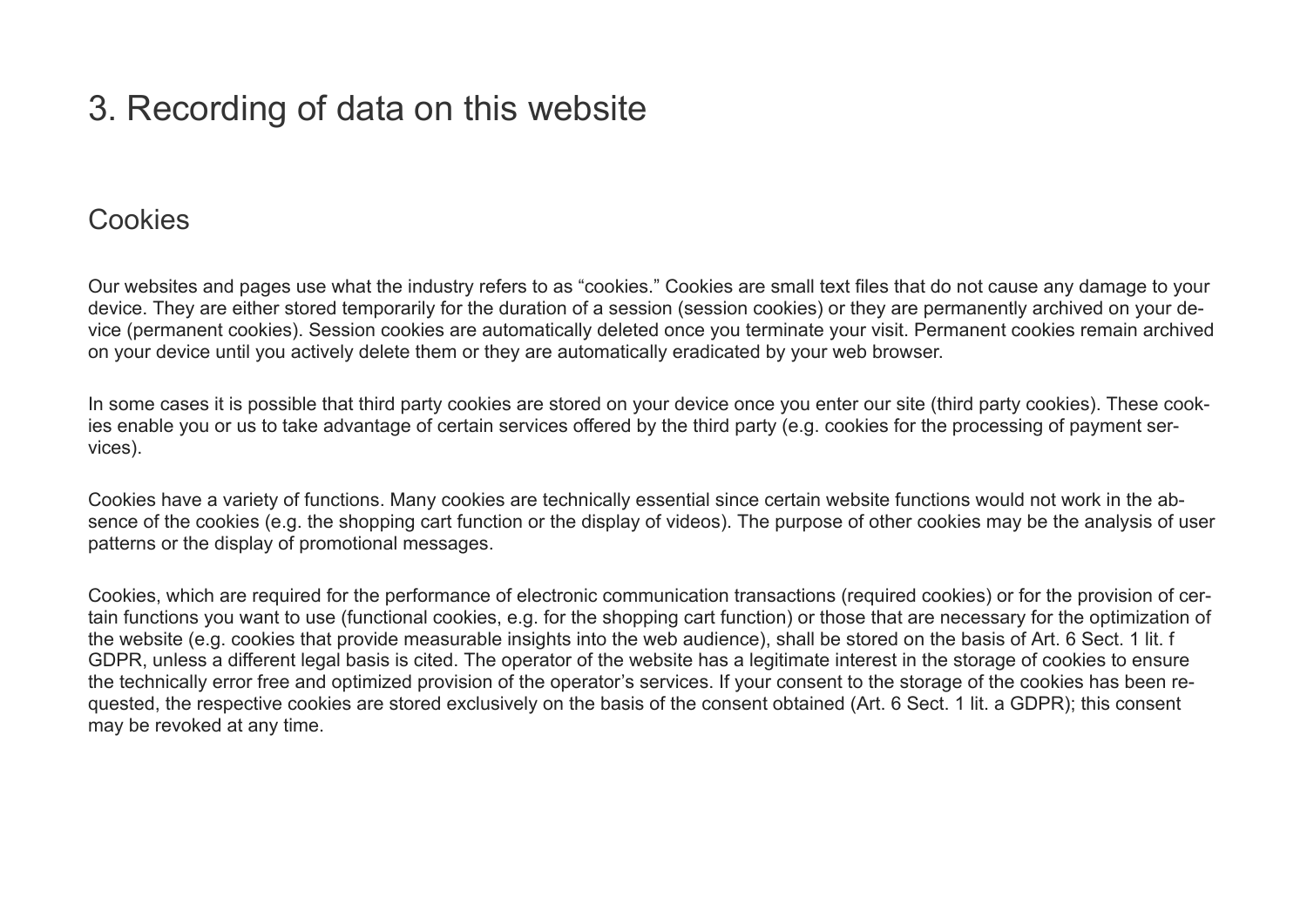# 3. Recording of data on this website

## Cookies

Our websites and pages use what the industry refers to as “cookies.” Cookies are small text files that do not cause any damage to your device. They are either stored temporarily for the duration of a session (session cookies) or they are permanently archived on your device (permanent cookies). Session cookies are automatically deleted once you terminate your visit. Permanent cookies remain archived on your device until you actively delete them or they are automatically eradicated by your web browser.

In some cases it is possible that third party cookies are stored on your device once you enter our site (third party cookies). These cookies enable you or us to take advantage of certain services offered by the third party (e.g. cookies for the processing of payment services).

Cookies have a variety of functions. Many cookies are technically essential since certain website functions would not work in the absence of the cookies (e.g. the shopping cart function or the display of videos). The purpose of other cookies may be the analysis of user patterns or the display of promotional messages.

Cookies, which are required for the performance of electronic communication transactions (required cookies) or for the provision of certain functions you want to use (functional cookies, e.g. for the shopping cart function) or those that are necessary for the optimization of the website (e.g. cookies that provide measurable insights into the web audience), shall be stored on the basis of Art. 6 Sect. 1 lit. f GDPR, unless a different legal basis is cited. The operator of the website has a legitimate interest in the storage of cookies to ensure the technically error free and optimized provision of the operator’s services. If your consent to the storage of the cookies has been requested, the respective cookies are stored exclusively on the basis of the consent obtained (Art. 6 Sect. 1 lit. a GDPR); this consent may be revoked at any time.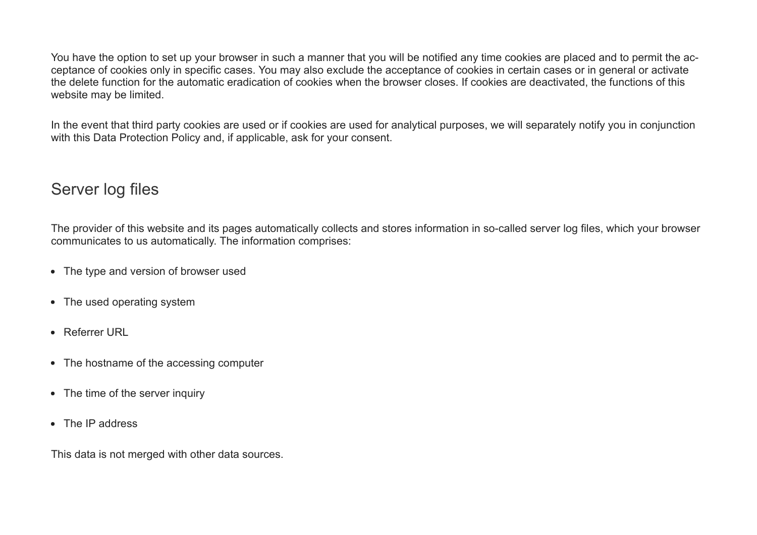You have the option to set up your browser in such a manner that you will be notified any time cookies are placed and to permit the acceptance of cookies only in specific cases. You may also exclude the acceptance of cookies in certain cases or in general or activate the delete function for the automatic eradication of cookies when the browser closes. If cookies are deactivated, the functions of this website may be limited.

In the event that third party cookies are used or if cookies are used for analytical purposes, we will separately notify you in conjunction with this Data Protection Policy and, if applicable, ask for your consent.

## Server log files

The provider of this website and its pages automatically collects and stores information in so-called server log files, which your browser communicates to us automatically. The information comprises:

- The type and version of browser used
- The used operating system
- Referrer URL
- The hostname of the accessing computer
- The time of the server inquiry
- The IP address

This data is not merged with other data sources.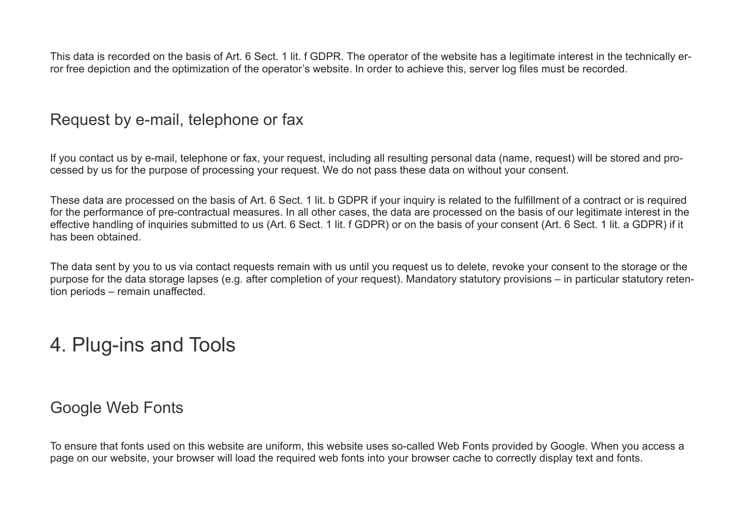This data is recorded on the basis of Art. 6 Sect. 1 lit. f GDPR. The operator of the website has a legitimate interest in the technically error free depiction and the optimization of the operator's website. In order to achieve this, server log files must be recorded.

### Request by e-mail, telephone or fax

If you contact us by e-mail, telephone or fax, your request, including all resulting personal data (name, request) will be stored and processed by us for the purpose of processing your request. We do not pass these data on without your consent.

These data are processed on the basis of Art. 6 Sect. 1 lit. b GDPR if your inquiry is related to the fulfillment of a contract or is required for the performance of pre-contractual measures. In all other cases, the data are processed on the basis of our legitimate interest in the effective handling of inquiries submitted to us (Art. 6 Sect. 1 lit. f GDPR) or on the basis of your consent (Art. 6 Sect. 1 lit. a GDPR) if it has been obtained.

The data sent by you to us via contact requests remain with us until you request us to delete, revoke your consent to the storage or the purpose for the data storage lapses (e.g. after completion of your request). Mandatory statutory provisions – in particular statutory retention periods – remain unaffected.

## 4. Plug-ins and Tools

### Google Web Fonts

To ensure that fonts used on this website are uniform, this website uses so-called Web Fonts provided by Google. When you access a page on our website, your browser will load the required web fonts into your browser cache to correctly display text and fonts.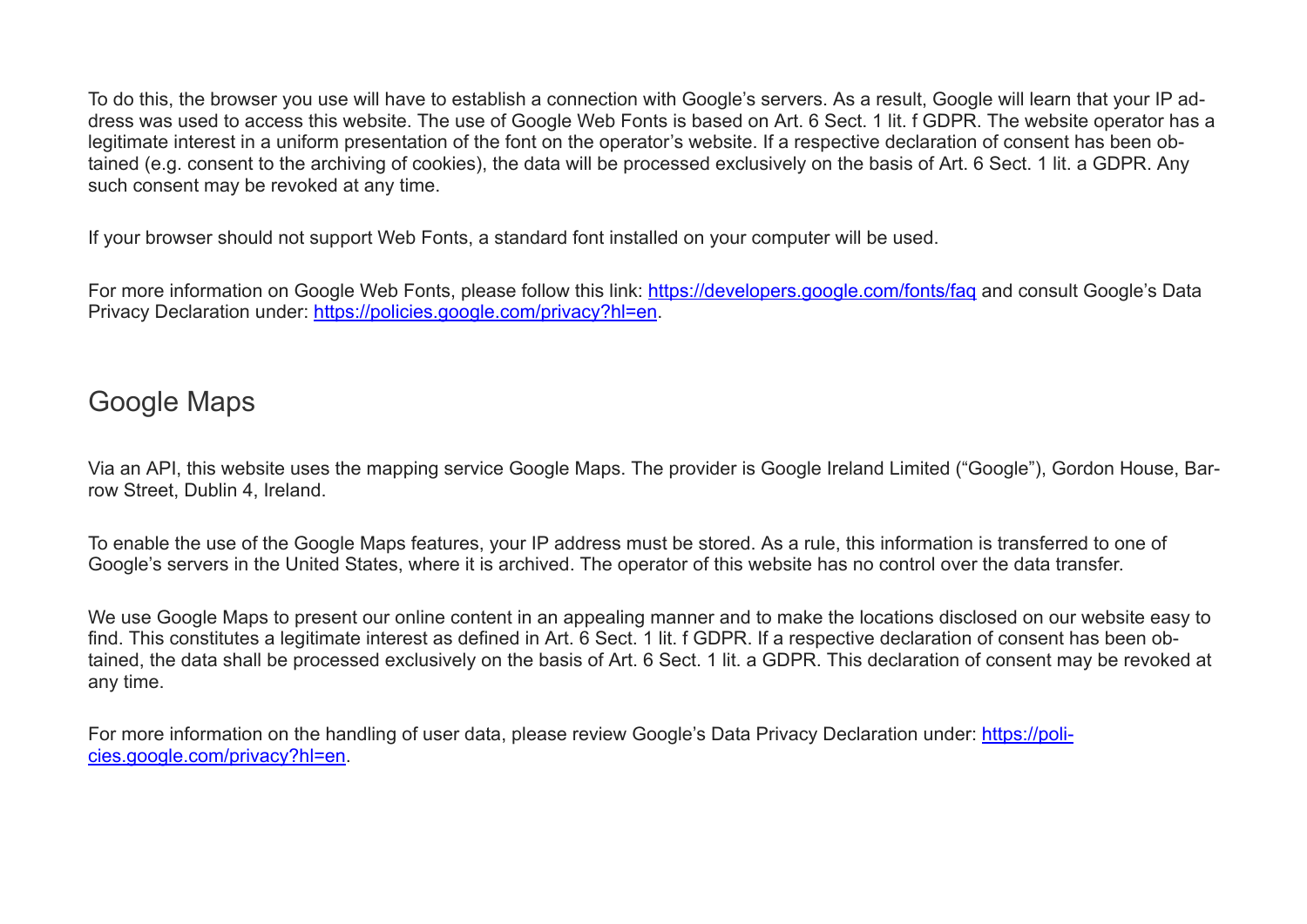To do this, the browser you use will have to establish a connection with Google's servers. As a result, Google will learn that your IP address was used to access this website. The use of Google Web Fonts is based on Art. 6 Sect. 1 lit. f GDPR. The website operator has a legitimate interest in a uniform presentation of the font on the operator's website. If a respective declaration of consent has been obtained (e.g. consent to the archiving of cookies), the data will be processed exclusively on the basis of Art. 6 Sect. 1 lit. a GDPR. Any such consent may be revoked at any time.

If your browser should not support Web Fonts, a standard font installed on your computer will be used.

For more information on Google Web Fonts, please follow this link: [https://developers.google.com/fonts/faq](https://developers.google.com/fonts/faq) and consult Google's Data Privacy Declaration under: [https://policies.google.com/privacy?hl=en](https://policies.google.com/privacy?hl=en).

## Google Maps

Via an API, this website uses the mapping service Google Maps. The provider is Google Ireland Limited ("Google"), Gordon House, Barrow Street, Dublin 4, Ireland.

To enable the use of the Google Maps features, your IP address must be stored. As a rule, this information is transferred to one of Google's servers in the United States, where it is archived. The operator of this website has no control over the data transfer.

We use Google Maps to present our online content in an appealing manner and to make the locations disclosed on our website easy to find. This constitutes a legitimate interest as defined in Art. 6 Sect. 1 lit. f GDPR. If a respective declaration of consent has been obtained, the data shall be processed exclusively on the basis of Art. 6 Sect. 1 lit. a GDPR. This declaration of consent may be revoked at any time.

For more information on the handling of user data, please review Google's Data Privacy Declaration under: [https://policies.google.com/privacy?hl=en](https://policies.google.com/privacy?hl=en).